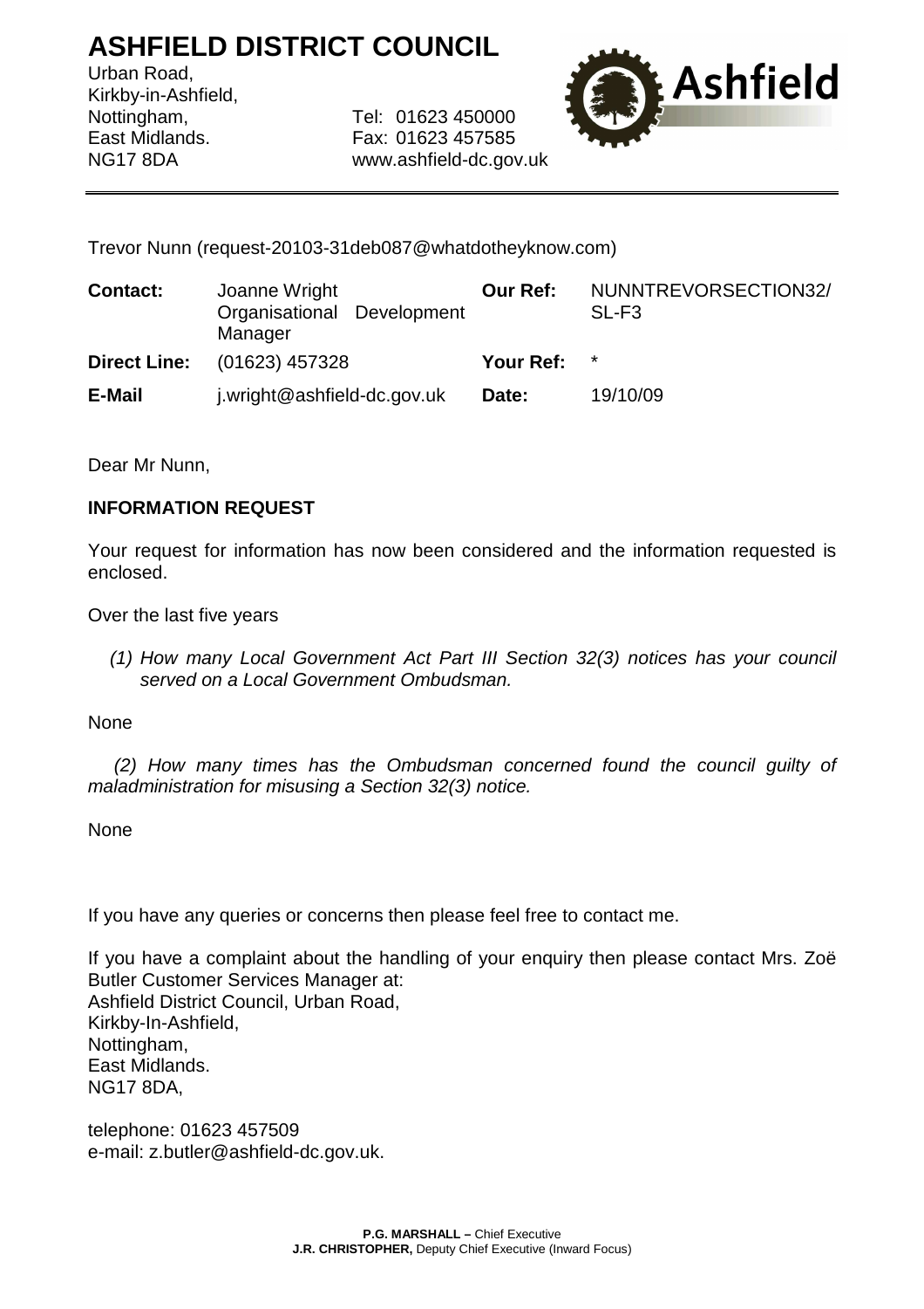# ASHFIELD DISTRICT COUNCIL

Urban Road,
Kirkby-in-Ashfield,
Nottingham,
East Midlands.
NG17 8DA

Tel: 01623 450000
Fax: 01623 457585
www.ashfield-dc.gov.uk

---

Trevor Nunn (request-20103-31deb087@whatdotheyknow.com)

| | | | |
|---|---|---|---|
| **Contact:** | Joanne Wright Organisational Development Manager | **Our Ref:** | NUNNTREVORSECTION32/SL-F3 |
| **Direct Line:** | (01623) 457328 | **Your Ref:** | * |
| **E-Mail** | j.wright@ashfield-dc.gov.uk | **Date:** | 19/10/09 |

Dear Mr Nunn,

**INFORMATION REQUEST**

Your request for information has now been considered and the information requested is enclosed.

Over the last five years

*(1) How many Local Government Act Part III Section 32(3) notices has your council served on a Local Government Ombudsman.*

None

*(2) How many times has the Ombudsman concerned found the council guilty of maladministration for misusing a Section 32(3) notice.*

None

If you have any queries or concerns then please feel free to contact me.

If you have a complaint about the handling of your enquiry then please contact Mrs. Zoë Butler Customer Services Manager at:
Ashfield District Council, Urban Road,
Kirkby-In-Ashfield,
Nottingham,
East Midlands.
NG17 8DA,

telephone: 01623 457509
e-mail: z.butler@ashfield-dc.gov.uk.

**P.G. MARSHALL –** Chief Executive
**J.R. CHRISTOPHER,** Deputy Chief Executive (Inward Focus)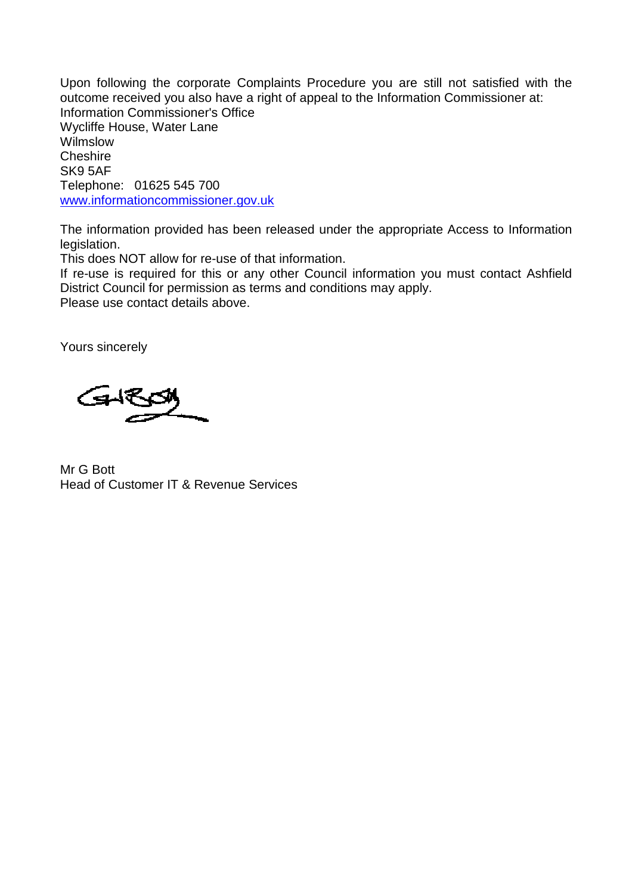Upon following the corporate Complaints Procedure you are still not satisfied with the outcome received you also have a right of appeal to the Information Commissioner at:
Information Commissioner's Office
Wycliffe House, Water Lane
Wilmslow
Cheshire
SK9 5AF
Telephone: 01625 545 700
www.informationcommissioner.gov.uk

The information provided has been released under the appropriate Access to Information legislation.
This does NOT allow for re-use of that information.
If re-use is required for this or any other Council information you must contact Ashfield District Council for permission as terms and conditions may apply.
Please use contact details above.

Yours sincerely

Mr G Bott
Head of Customer IT & Revenue Services